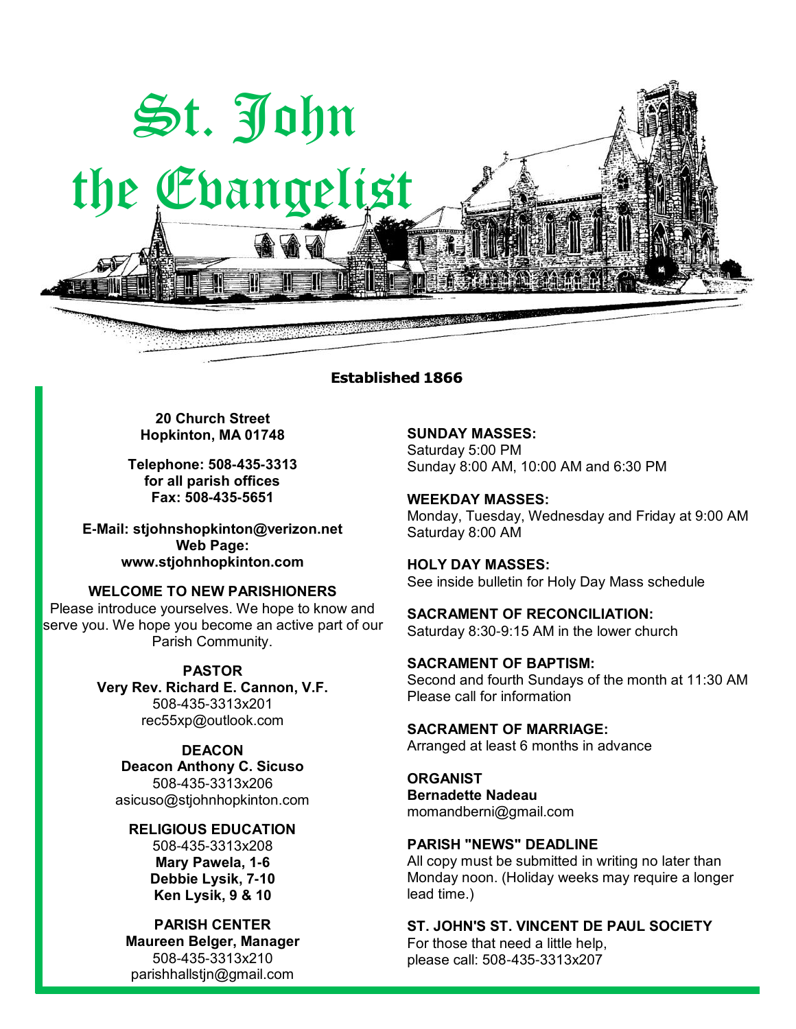# St. John the Evangelist

**Established 1866**

**20 Church Street**
**Hopkinton, MA 01748**

**Telephone: 508-435-3313**
**for all parish offices**
**Fax: 508-435-5651**

**E-Mail: stjohnshopkinton@verizon.net**
**Web Page:**
**www.stjohnhopkinton.com**

**WELCOME TO NEW PARISHIONERS**
Please introduce yourselves. We hope to know and serve you. We hope you become an active part of our Parish Community.

**PASTOR**
**Very Rev. Richard E. Cannon, V.F.**
508-435-3313x201
rec55xp@outlook.com

**DEACON**
**Deacon Anthony C. Sicuso**
508-435-3313x206
asicuso@stjohnhopkinton.com

**RELIGIOUS EDUCATION**
508-435-3313x208
**Mary Pawela, 1-6**
**Debbie Lysik, 7-10**
**Ken Lysik, 9 & 10**

**PARISH CENTER**
**Maureen Belger, Manager**
508-435-3313x210
parishhallstjn@gmail.com

**SUNDAY MASSES:**
Saturday 5:00 PM
Sunday 8:00 AM, 10:00 AM and 6:30 PM

**WEEKDAY MASSES:**
Monday, Tuesday, Wednesday and Friday at 9:00 AM
Saturday 8:00 AM

**HOLY DAY MASSES:**
See inside bulletin for Holy Day Mass schedule

**SACRAMENT OF RECONCILIATION:**
Saturday 8:30-9:15 AM in the lower church

**SACRAMENT OF BAPTISM:**
Second and fourth Sundays of the month at 11:30 AM
Please call for information

**SACRAMENT OF MARRIAGE:**
Arranged at least 6 months in advance

**ORGANIST**
**Bernadette Nadeau**
momandberni@gmail.com

**PARISH "NEWS" DEADLINE**
All copy must be submitted in writing no later than Monday noon. (Holiday weeks may require a longer lead time.)

**ST. JOHN'S ST. VINCENT DE PAUL SOCIETY**
For those that need a little help,
please call: 508-435-3313x207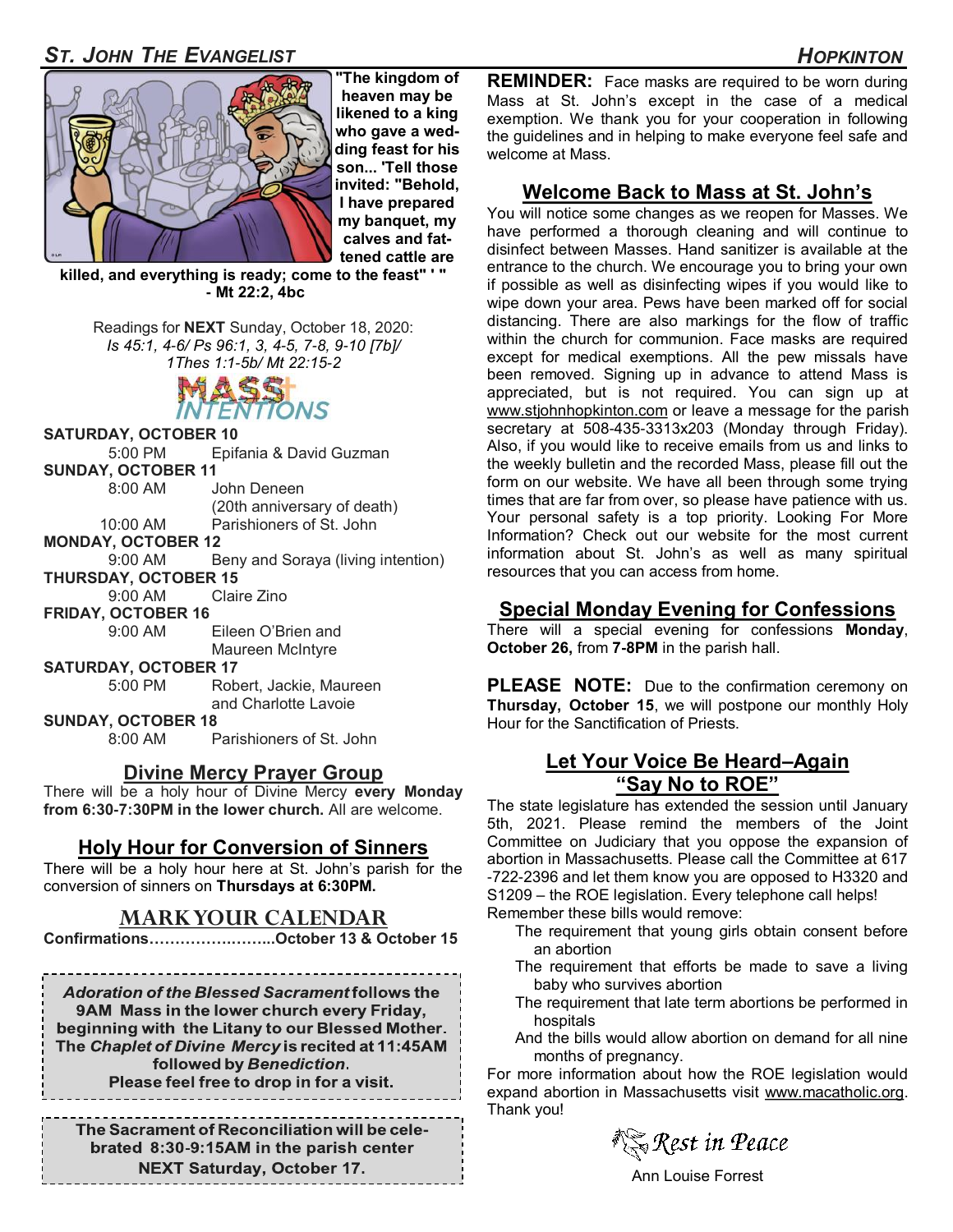"The kingdom of heaven may be likened to a king who gave a wedding feast for his son... 'Tell those invited: "Behold, I have prepared my banquet, my calves and fattened cattle are killed, and everything is ready; come to the feast" ' "
- Mt 22:2, 4bc

Readings for **NEXT** Sunday, October 18, 2020:
*Is 45:1, 4-6/ Ps 96:1, 3, 4-5, 7-8, 9-10 [7b]/ 1Thes 1:1-5b/ Mt 22:15-2*

## MASS INTENTIONS

**SATURDAY, OCTOBER 10**
5:00 PM — Epifania & David Guzman

**SUNDAY, OCTOBER 11**
8:00 AM — John Deneen (20th anniversary of death)
10:00 AM — Parishioners of St. John

**MONDAY, OCTOBER 12**
9:00 AM — Beny and Soraya (living intention)

**THURSDAY, OCTOBER 15**
9:00 AM — Claire Zino

**FRIDAY, OCTOBER 16**
9:00 AM — Eileen O'Brien and Maureen McIntyre

**SATURDAY, OCTOBER 17**
5:00 PM — Robert, Jackie, Maureen and Charlotte Lavoie

**SUNDAY, OCTOBER 18**
8:00 AM — Parishioners of St. John

## Divine Mercy Prayer Group

There will be a holy hour of Divine Mercy **every Monday from 6:30-7:30PM in the lower church.** All are welcome.

## Holy Hour for Conversion of Sinners

There will be a holy hour here at St. John's parish for the conversion of sinners on **Thursdays at 6:30PM.**

## MARK YOUR CALENDAR

**Confirmations……………….…...October 13 & October 15**

***Adoration of the Blessed Sacrament* follows the 9AM Mass in the lower church every Friday, beginning with the Litany to our Blessed Mother. The *Chaplet of Divine Mercy* is recited at 11:45AM followed by *Benediction*. Please feel free to drop in for a visit.**

**The Sacrament of Reconciliation will be celebrated 8:30-9:15AM in the parish center NEXT Saturday, October 17.**

**REMINDER:** Face masks are required to be worn during Mass at St. John's except in the case of a medical exemption. We thank you for your cooperation in following the guidelines and in helping to make everyone feel safe and welcome at Mass.

## Welcome Back to Mass at St. John's

You will notice some changes as we reopen for Masses. We have performed a thorough cleaning and will continue to disinfect between Masses. Hand sanitizer is available at the entrance to the church. We encourage you to bring your own if possible as well as disinfecting wipes if you would like to wipe down your area. Pews have been marked off for social distancing. There are also markings for the flow of traffic within the church for communion. Face masks are required except for medical exemptions. All the pew missals have been removed. Signing up in advance to attend Mass is appreciated, but is not required. You can sign up at www.stjohnhopkinton.com or leave a message for the parish secretary at 508-435-3313x203 (Monday through Friday). Also, if you would like to receive emails from us and links to the weekly bulletin and the recorded Mass, please fill out the form on our website. We have all been through some trying times that are far from over, so please have patience with us. Your personal safety is a top priority. Looking For More Information? Check out our website for the most current information about St. John's as well as many spiritual resources that you can access from home.

## Special Monday Evening for Confessions

There will a special evening for confessions **Monday**, **October 26,** from **7-8PM** in the parish hall.

**PLEASE NOTE:** Due to the confirmation ceremony on **Thursday, October 15**, we will postpone our monthly Holy Hour for the Sanctification of Priests.

## Let Your Voice Be Heard–Again "Say No to ROE"

The state legislature has extended the session until January 5th, 2021. Please remind the members of the Joint Committee on Judiciary that you oppose the expansion of abortion in Massachusetts. Please call the Committee at 617-722-2396 and let them know you are opposed to H3320 and S1209 – the ROE legislation. Every telephone call helps!
Remember these bills would remove:

- The requirement that young girls obtain consent before an abortion
- The requirement that efforts be made to save a living baby who survives abortion
- The requirement that late term abortions be performed in hospitals
- And the bills would allow abortion on demand for all nine months of pregnancy.

For more information about how the ROE legislation would expand abortion in Massachusetts visit www.macatholic.org. Thank you!

*Rest in Peace*

Ann Louise Forrest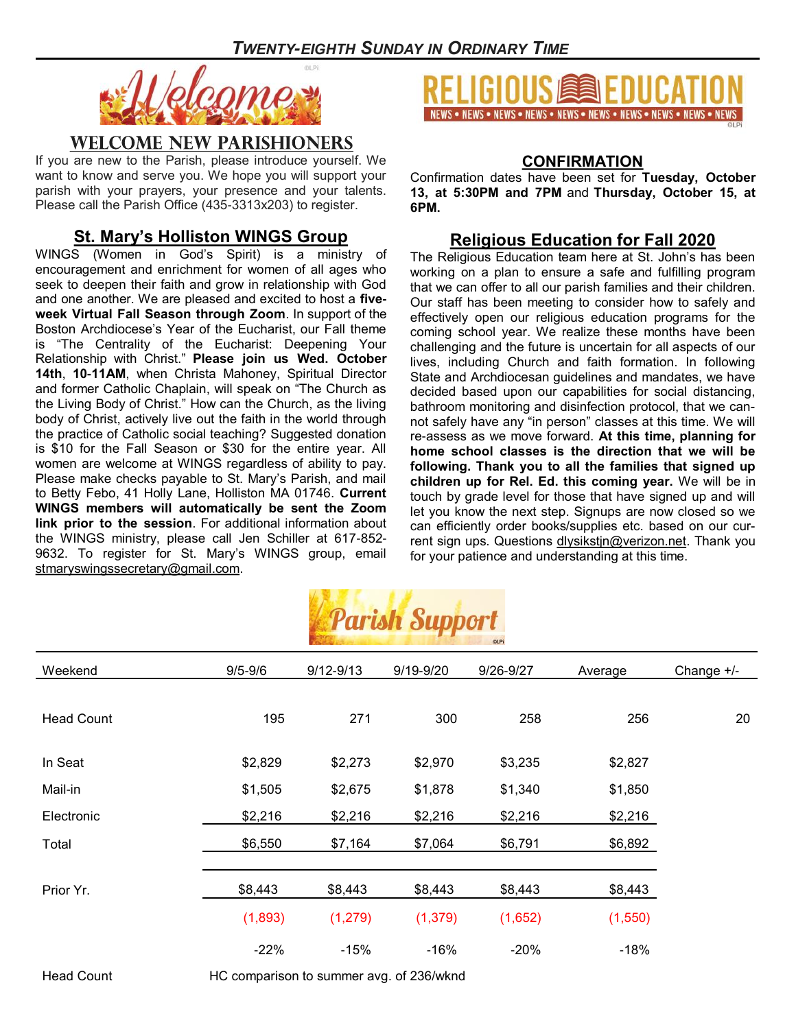## TWENTY-EIGHTH SUNDAY IN ORDINARY TIME

Welcome

## WELCOME NEW PARISHIONERS

If you are new to the Parish, please introduce yourself. We want to know and serve you. We hope you will support your parish with your prayers, your presence and your talents. Please call the Parish Office (435-3313x203) to register.

## St. Mary's Holliston WINGS Group

WINGS (Women in God's Spirit) is a ministry of encouragement and enrichment for women of all ages who seek to deepen their faith and grow in relationship with God and one another. We are pleased and excited to host a **five-week Virtual Fall Season through Zoom**. In support of the Boston Archdiocese's Year of the Eucharist, our Fall theme is "The Centrality of the Eucharist: Deepening Your Relationship with Christ." **Please join us Wed. October 14th**, **10-11AM**, when Christa Mahoney, Spiritual Director and former Catholic Chaplain, will speak on "The Church as the Living Body of Christ." How can the Church, as the living body of Christ, actively live out the faith in the world through the practice of Catholic social teaching? Suggested donation is $10 for the Fall Season or $30 for the entire year. All women are welcome at WINGS regardless of ability to pay. Please make checks payable to St. Mary's Parish, and mail to Betty Febo, 41 Holly Lane, Holliston MA 01746. **Current WINGS members will automatically be sent the Zoom link prior to the session**. For additional information about the WINGS ministry, please call Jen Schiller at 617-852-9632. To register for St. Mary's WINGS group, email stmaryswingssecretary@gmail.com.

# RELIGIOUS EDUCATION

NEWS • NEWS • NEWS • NEWS • NEWS • NEWS • NEWS • NEWS • NEWS • NEWS

## CONFIRMATION

Confirmation dates have been set for **Tuesday, October 13, at 5:30PM and 7PM** and **Thursday, October 15, at 6PM.**

## Religious Education for Fall 2020

The Religious Education team here at St. John's has been working on a plan to ensure a safe and fulfilling program that we can offer to all our parish families and their children. Our staff has been meeting to consider how to safely and effectively open our religious education programs for the coming school year. We realize these months have been challenging and the future is uncertain for all aspects of our lives, including Church and faith formation. In following State and Archdiocesan guidelines and mandates, we have decided based upon our capabilities for social distancing, bathroom monitoring and disinfection protocol, that we cannot safely have any "in person" classes at this time. We will re-assess as we move forward. **At this time, planning for home school classes is the direction that we will be following. Thank you to all the families that signed up children up for Rel. Ed. this coming year.** We will be in touch by grade level for those that have signed up and will let you know the next step. Signups are now closed so we can efficiently order books/supplies etc. based on our current sign ups. Questions dlysikstjn@verizon.net. Thank you for your patience and understanding at this time.

## Parish Support

| Weekend | 9/5-9/6 | 9/12-9/13 | 9/19-9/20 | 9/26-9/27 | Average | Change +/- |
|---|---|---|---|---|---|---|
| Head Count | 195 | 271 | 300 | 258 | 256 | 20 |
| In Seat | $2,829 | $2,273 | $2,970 | $3,235 | $2,827 | |
| Mail-in | $1,505 | $2,675 | $1,878 | $1,340 | $1,850 | |
| Electronic | $2,216 | $2,216 | $2,216 | $2,216 | $2,216 | |
| Total | $6,550 | $7,164 | $7,064 | $6,791 | $6,892 | |
| Prior Yr. | $8,443 | $8,443 | $8,443 | $8,443 | $8,443 | |
| | (1,893) | (1,279) | (1,379) | (1,652) | (1,550) | |
| | -22% | -15% | -16% | -20% | -18% | |

Head Count — HC comparison to summer avg. of 236/wknd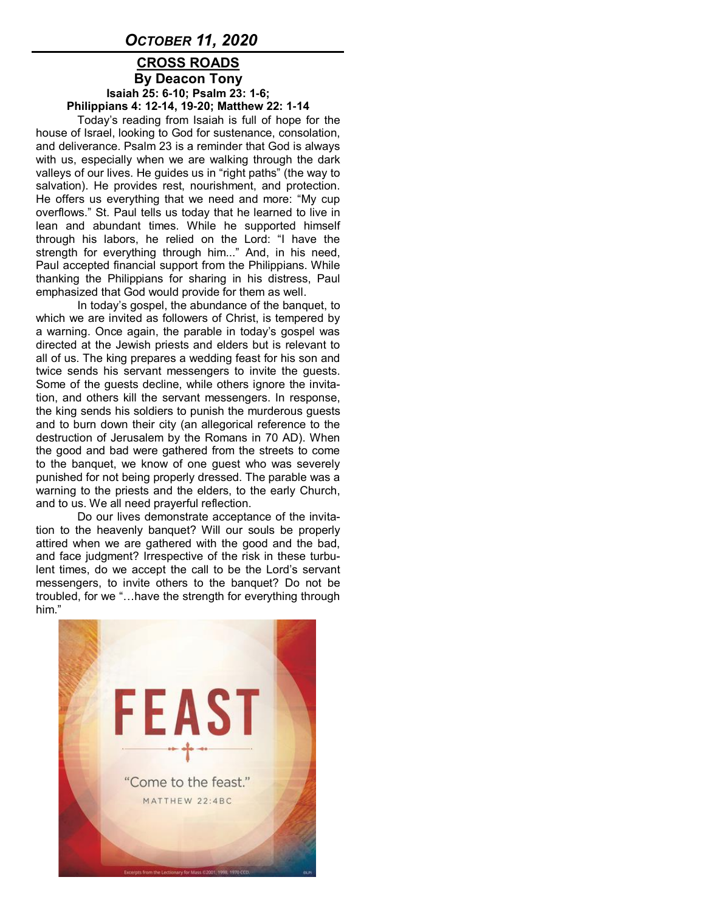# *OCTOBER 11, 2020*

## CROSS ROADS

### By Deacon Tony

**Isaiah 25: 6-10; Psalm 23: 1-6; Philippians 4: 12-14, 19-20; Matthew 22: 1-14**

Today's reading from Isaiah is full of hope for the house of Israel, looking to God for sustenance, consolation, and deliverance. Psalm 23 is a reminder that God is always with us, especially when we are walking through the dark valleys of our lives. He guides us in "right paths" (the way to salvation). He provides rest, nourishment, and protection. He offers us everything that we need and more: "My cup overflows." St. Paul tells us today that he learned to live in lean and abundant times. While he supported himself through his labors, he relied on the Lord: "I have the strength for everything through him..." And, in his need, Paul accepted financial support from the Philippians. While thanking the Philippians for sharing in his distress, Paul emphasized that God would provide for them as well.

In today's gospel, the abundance of the banquet, to which we are invited as followers of Christ, is tempered by a warning. Once again, the parable in today's gospel was directed at the Jewish priests and elders but is relevant to all of us. The king prepares a wedding feast for his son and twice sends his servant messengers to invite the guests. Some of the guests decline, while others ignore the invitation, and others kill the servant messengers. In response, the king sends his soldiers to punish the murderous guests and to burn down their city (an allegorical reference to the destruction of Jerusalem by the Romans in 70 AD). When the good and bad were gathered from the streets to come to the banquet, we know of one guest who was severely punished for not being properly dressed. The parable was a warning to the priests and the elders, to the early Church, and to us. We all need prayerful reflection.

Do our lives demonstrate acceptance of the invitation to the heavenly banquet? Will our souls be properly attired when we are gathered with the good and the bad, and face judgment? Irrespective of the risk in these turbulent times, do we accept the call to be the Lord's servant messengers, to invite others to the banquet? Do not be troubled, for we "…have the strength for everything through him."

FEAST

"Come to the feast."

MATTHEW 22:4BC

Excerpts from the Lectionary for Mass ©2001, 1998, 1970 CCD.